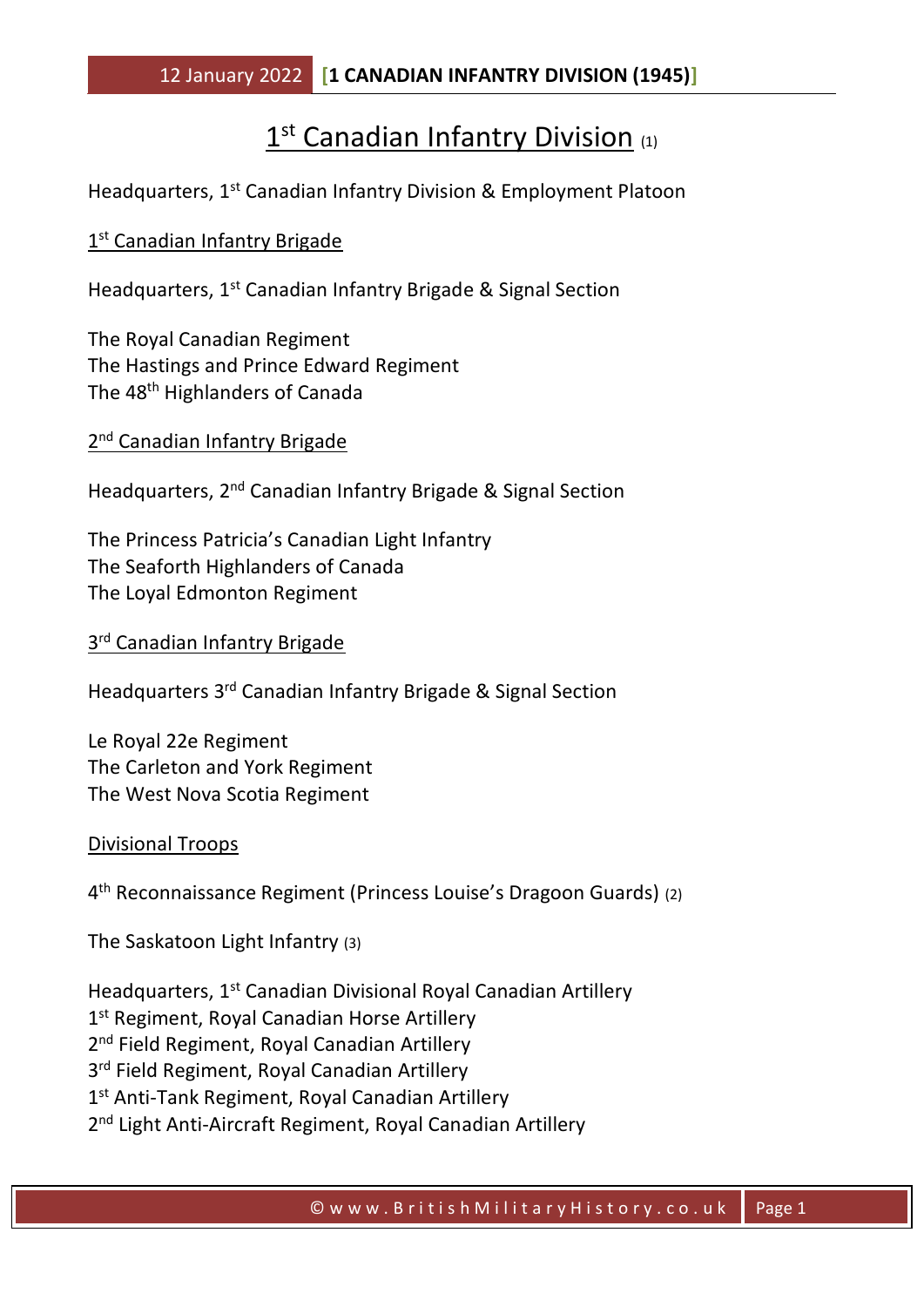# 1st Canadian Infantry Division (1)

Headquarters, 1st Canadian Infantry Division & Employment Platoon

## 1st Canadian Infantry Brigade

Headquarters, 1st Canadian Infantry Brigade & Signal Section

The Royal Canadian Regiment
The Hastings and Prince Edward Regiment
The 48th Highlanders of Canada

## 2nd Canadian Infantry Brigade

Headquarters, 2nd Canadian Infantry Brigade & Signal Section

The Princess Patricia's Canadian Light Infantry
The Seaforth Highlanders of Canada
The Loyal Edmonton Regiment

## 3rd Canadian Infantry Brigade

Headquarters 3rd Canadian Infantry Brigade & Signal Section

Le Royal 22e Regiment
The Carleton and York Regiment
The West Nova Scotia Regiment

## Divisional Troops

4th Reconnaissance Regiment (Princess Louise's Dragoon Guards) (2)

The Saskatoon Light Infantry (3)

Headquarters, 1st Canadian Divisional Royal Canadian Artillery
1st Regiment, Royal Canadian Horse Artillery
2nd Field Regiment, Royal Canadian Artillery
3rd Field Regiment, Royal Canadian Artillery
1st Anti-Tank Regiment, Royal Canadian Artillery
2nd Light Anti-Aircraft Regiment, Royal Canadian Artillery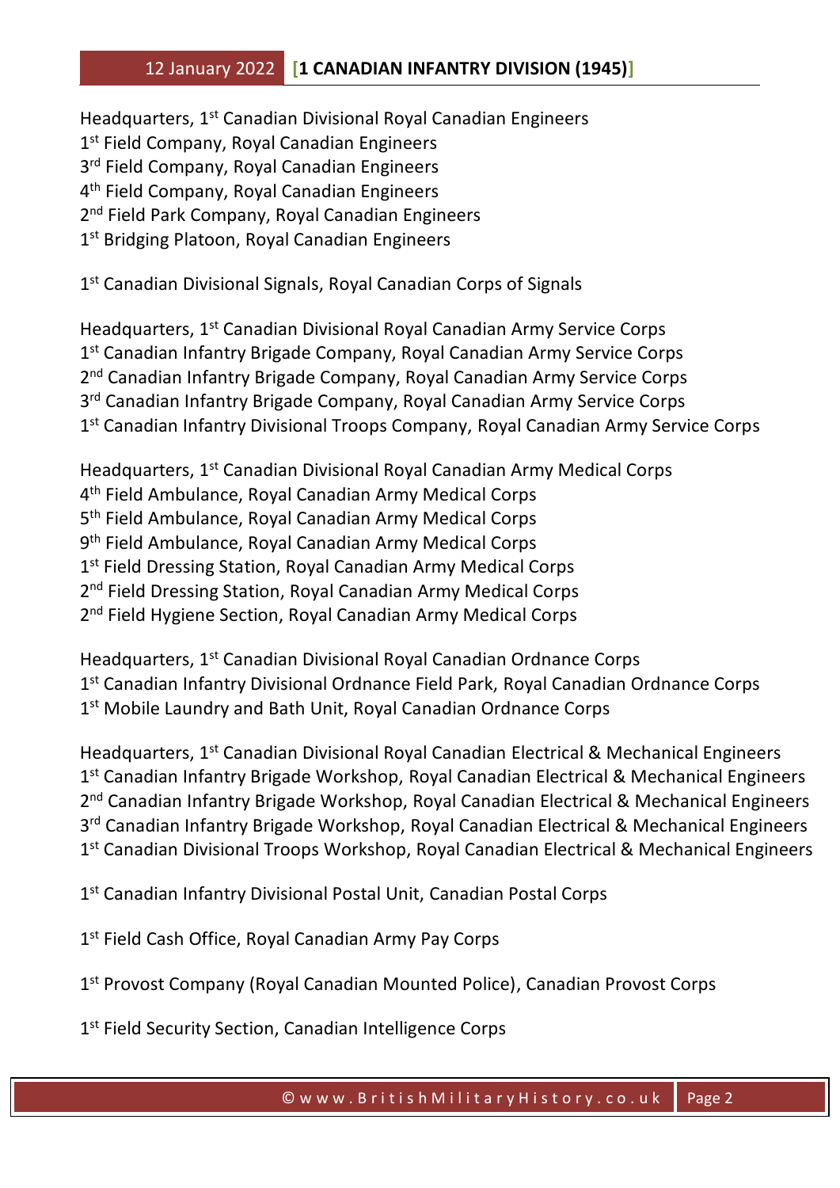Headquarters, 1st Canadian Divisional Royal Canadian Engineers
1st Field Company, Royal Canadian Engineers
3rd Field Company, Royal Canadian Engineers
4th Field Company, Royal Canadian Engineers
2nd Field Park Company, Royal Canadian Engineers
1st Bridging Platoon, Royal Canadian Engineers

1st Canadian Divisional Signals, Royal Canadian Corps of Signals

Headquarters, 1st Canadian Divisional Royal Canadian Army Service Corps
1st Canadian Infantry Brigade Company, Royal Canadian Army Service Corps
2nd Canadian Infantry Brigade Company, Royal Canadian Army Service Corps
3rd Canadian Infantry Brigade Company, Royal Canadian Army Service Corps
1st Canadian Infantry Divisional Troops Company, Royal Canadian Army Service Corps

Headquarters, 1st Canadian Divisional Royal Canadian Army Medical Corps
4th Field Ambulance, Royal Canadian Army Medical Corps
5th Field Ambulance, Royal Canadian Army Medical Corps
9th Field Ambulance, Royal Canadian Army Medical Corps
1st Field Dressing Station, Royal Canadian Army Medical Corps
2nd Field Dressing Station, Royal Canadian Army Medical Corps
2nd Field Hygiene Section, Royal Canadian Army Medical Corps

Headquarters, 1st Canadian Divisional Royal Canadian Ordnance Corps
1st Canadian Infantry Divisional Ordnance Field Park, Royal Canadian Ordnance Corps
1st Mobile Laundry and Bath Unit, Royal Canadian Ordnance Corps

Headquarters, 1st Canadian Divisional Royal Canadian Electrical & Mechanical Engineers
1st Canadian Infantry Brigade Workshop, Royal Canadian Electrical & Mechanical Engineers
2nd Canadian Infantry Brigade Workshop, Royal Canadian Electrical & Mechanical Engineers
3rd Canadian Infantry Brigade Workshop, Royal Canadian Electrical & Mechanical Engineers
1st Canadian Divisional Troops Workshop, Royal Canadian Electrical & Mechanical Engineers

1st Canadian Infantry Divisional Postal Unit, Canadian Postal Corps

1st Field Cash Office, Royal Canadian Army Pay Corps

1st Provost Company (Royal Canadian Mounted Police), Canadian Provost Corps

1st Field Security Section, Canadian Intelligence Corps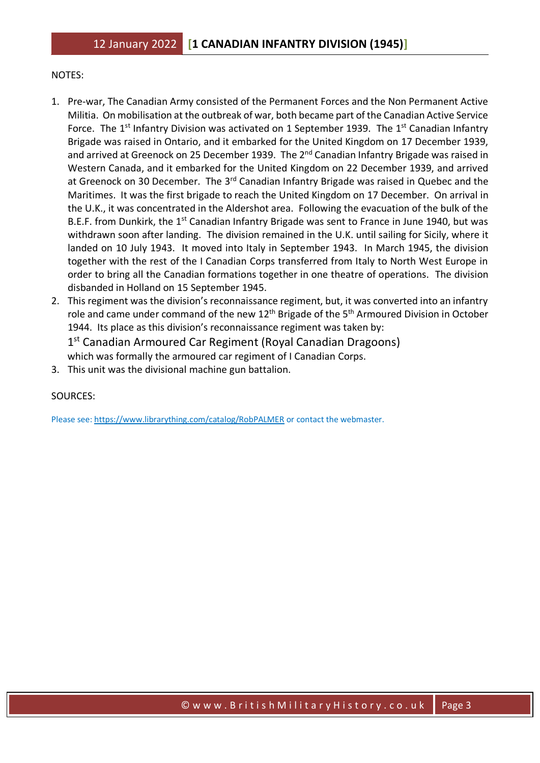NOTES:

1. Pre-war, The Canadian Army consisted of the Permanent Forces and the Non Permanent Active Militia. On mobilisation at the outbreak of war, both became part of the Canadian Active Service Force. The 1st Infantry Division was activated on 1 September 1939. The 1st Canadian Infantry Brigade was raised in Ontario, and it embarked for the United Kingdom on 17 December 1939, and arrived at Greenock on 25 December 1939. The 2nd Canadian Infantry Brigade was raised in Western Canada, and it embarked for the United Kingdom on 22 December 1939, and arrived at Greenock on 30 December. The 3rd Canadian Infantry Brigade was raised in Quebec and the Maritimes. It was the first brigade to reach the United Kingdom on 17 December. On arrival in the U.K., it was concentrated in the Aldershot area. Following the evacuation of the bulk of the B.E.F. from Dunkirk, the 1st Canadian Infantry Brigade was sent to France in June 1940, but was withdrawn soon after landing. The division remained in the U.K. until sailing for Sicily, where it landed on 10 July 1943. It moved into Italy in September 1943. In March 1945, the division together with the rest of the I Canadian Corps transferred from Italy to North West Europe in order to bring all the Canadian formations together in one theatre of operations. The division disbanded in Holland on 15 September 1945.
2. This regiment was the division's reconnaissance regiment, but, it was converted into an infantry role and came under command of the new 12th Brigade of the 5th Armoured Division in October 1944. Its place as this division's reconnaissance regiment was taken by:
   1st Canadian Armoured Car Regiment (Royal Canadian Dragoons)
   which was formally the armoured car regiment of I Canadian Corps.
3. This unit was the divisional machine gun battalion.

SOURCES:

Please see: https://www.librarything.com/catalog/RobPALMER or contact the webmaster.